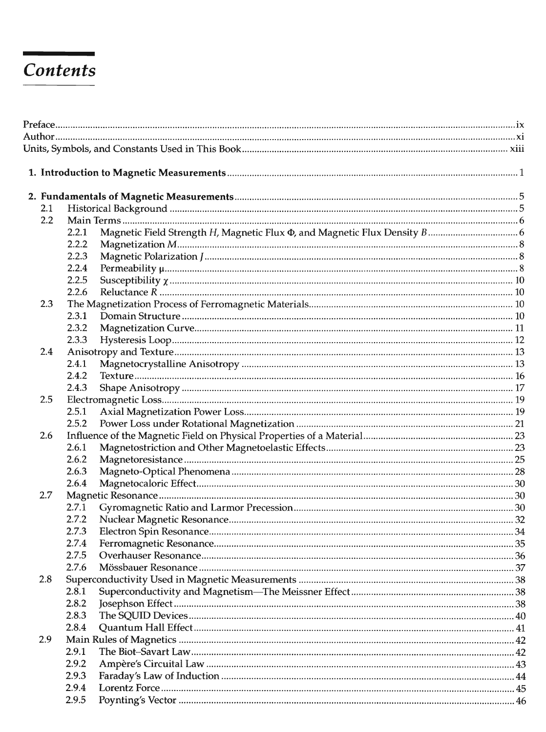# Contents

Preface ..... ix
Author ..... xi
Units, Symbols, and Constants Used in This Book ..... xiii

**1. Introduction to Magnetic Measurements** ..... 1

**2. Fundamentals of Magnetic Measurements** ..... 5

- 2.1 Historical Background ..... 5
- 2.2 Main Terms ..... 6
  - 2.2.1 Magnetic Field Strength *H*, Magnetic Flux $\Phi$, and Magnetic Flux Density *B* ..... 6
  - 2.2.2 Magnetization *M* ..... 8
  - 2.2.3 Magnetic Polarization *J* ..... 8
  - 2.2.4 Permeability $\mu$ ..... 8
  - 2.2.5 Susceptibility $\chi$ ..... 10
  - 2.2.6 Reluctance *R* ..... 10
- 2.3 The Magnetization Process of Ferromagnetic Materials ..... 10
  - 2.3.1 Domain Structure ..... 10
  - 2.3.2 Magnetization Curve ..... 11
  - 2.3.3 Hysteresis Loop ..... 12
- 2.4 Anisotropy and Texture ..... 13
  - 2.4.1 Magnetocrystalline Anisotropy ..... 13
  - 2.4.2 Texture ..... 16
  - 2.4.3 Shape Anisotropy ..... 17
- 2.5 Electromagnetic Loss ..... 19
  - 2.5.1 Axial Magnetization Power Loss ..... 19
  - 2.5.2 Power Loss under Rotational Magnetization ..... 21
- 2.6 Influence of the Magnetic Field on Physical Properties of a Material ..... 23
  - 2.6.1 Magnetostriction and Other Magnetoelastic Effects ..... 23
  - 2.6.2 Magnetoresistance ..... 25
  - 2.6.3 Magneto-Optical Phenomena ..... 28
  - 2.6.4 Magnetocaloric Effect ..... 30
- 2.7 Magnetic Resonance ..... 30
  - 2.7.1 Gyromagnetic Ratio and Larmor Precession ..... 30
  - 2.7.2 Nuclear Magnetic Resonance ..... 32
  - 2.7.3 Electron Spin Resonance ..... 34
  - 2.7.4 Ferromagnetic Resonance ..... 35
  - 2.7.5 Overhauser Resonance ..... 36
  - 2.7.6 Mössbauer Resonance ..... 37
- 2.8 Superconductivity Used in Magnetic Measurements ..... 38
  - 2.8.1 Superconductivity and Magnetism—The Meissner Effect ..... 38
  - 2.8.2 Josephson Effect ..... 38
  - 2.8.3 The SQUID Devices ..... 40
  - 2.8.4 Quantum Hall Effect ..... 41
- 2.9 Main Rules of Magnetics ..... 42
  - 2.9.1 The Biot–Savart Law ..... 42
  - 2.9.2 Ampère's Circuital Law ..... 43
  - 2.9.3 Faraday's Law of Induction ..... 44
  - 2.9.4 Lorentz Force ..... 45
  - 2.9.5 Poynting's Vector ..... 46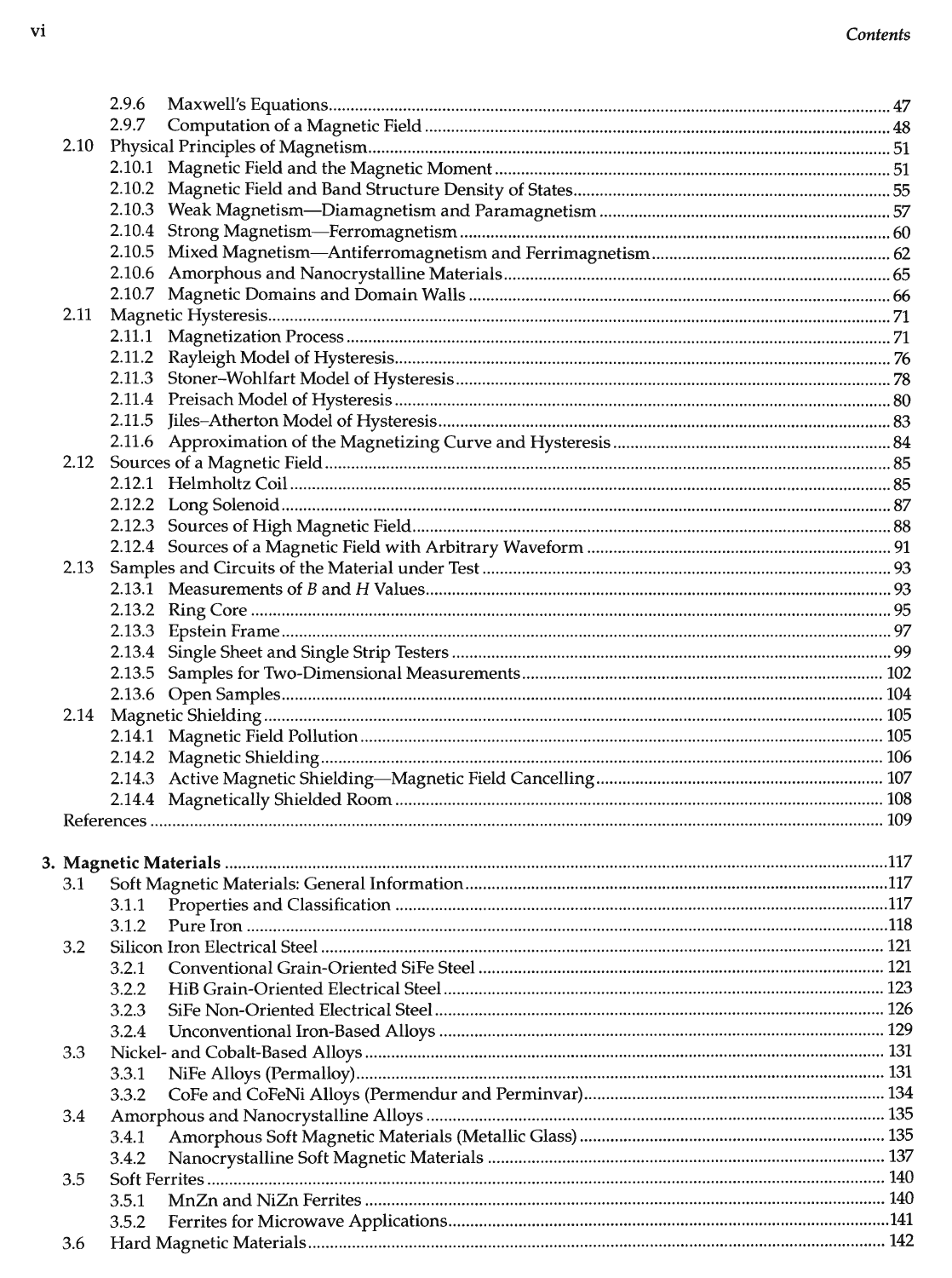2.9.6 Maxwell's Equations ..... 47
2.9.7 Computation of a Magnetic Field ..... 48

2.10 Physical Principles of Magnetism ..... 51
2.10.1 Magnetic Field and the Magnetic Moment ..... 51
2.10.2 Magnetic Field and Band Structure Density of States ..... 55
2.10.3 Weak Magnetism—Diamagnetism and Paramagnetism ..... 57
2.10.4 Strong Magnetism—Ferromagnetism ..... 60
2.10.5 Mixed Magnetism—Antiferromagnetism and Ferrimagnetism ..... 62
2.10.6 Amorphous and Nanocrystalline Materials ..... 65
2.10.7 Magnetic Domains and Domain Walls ..... 66

2.11 Magnetic Hysteresis ..... 71
2.11.1 Magnetization Process ..... 71
2.11.2 Rayleigh Model of Hysteresis ..... 76
2.11.3 Stoner–Wohlfart Model of Hysteresis ..... 78
2.11.4 Preisach Model of Hysteresis ..... 80
2.11.5 Jiles–Atherton Model of Hysteresis ..... 83
2.11.6 Approximation of the Magnetizing Curve and Hysteresis ..... 84

2.12 Sources of a Magnetic Field ..... 85
2.12.1 Helmholtz Coil ..... 85
2.12.2 Long Solenoid ..... 87
2.12.3 Sources of High Magnetic Field ..... 88
2.12.4 Sources of a Magnetic Field with Arbitrary Waveform ..... 91

2.13 Samples and Circuits of the Material under Test ..... 93
2.13.1 Measurements of *B* and *H* Values ..... 93
2.13.2 Ring Core ..... 95
2.13.3 Epstein Frame ..... 97
2.13.4 Single Sheet and Single Strip Testers ..... 99
2.13.5 Samples for Two-Dimensional Measurements ..... 102
2.13.6 Open Samples ..... 104

2.14 Magnetic Shielding ..... 105
2.14.1 Magnetic Field Pollution ..... 105
2.14.2 Magnetic Shielding ..... 106
2.14.3 Active Magnetic Shielding—Magnetic Field Cancelling ..... 107
2.14.4 Magnetically Shielded Room ..... 108

References ..... 109

**3. Magnetic Materials ..... 117**

3.1 Soft Magnetic Materials: General Information ..... 117
3.1.1 Properties and Classification ..... 117
3.1.2 Pure Iron ..... 118

3.2 Silicon Iron Electrical Steel ..... 121
3.2.1 Conventional Grain-Oriented SiFe Steel ..... 121
3.2.2 HiB Grain-Oriented Electrical Steel ..... 123
3.2.3 SiFe Non-Oriented Electrical Steel ..... 126
3.2.4 Unconventional Iron-Based Alloys ..... 129

3.3 Nickel- and Cobalt-Based Alloys ..... 131
3.3.1 NiFe Alloys (Permalloy) ..... 131
3.3.2 CoFe and CoFeNi Alloys (Permendur and Perminvar) ..... 134

3.4 Amorphous and Nanocrystalline Alloys ..... 135
3.4.1 Amorphous Soft Magnetic Materials (Metallic Glass) ..... 135
3.4.2 Nanocrystalline Soft Magnetic Materials ..... 137

3.5 Soft Ferrites ..... 140
3.5.1 MnZn and NiZn Ferrites ..... 140
3.5.2 Ferrites for Microwave Applications ..... 141

3.6 Hard Magnetic Materials ..... 142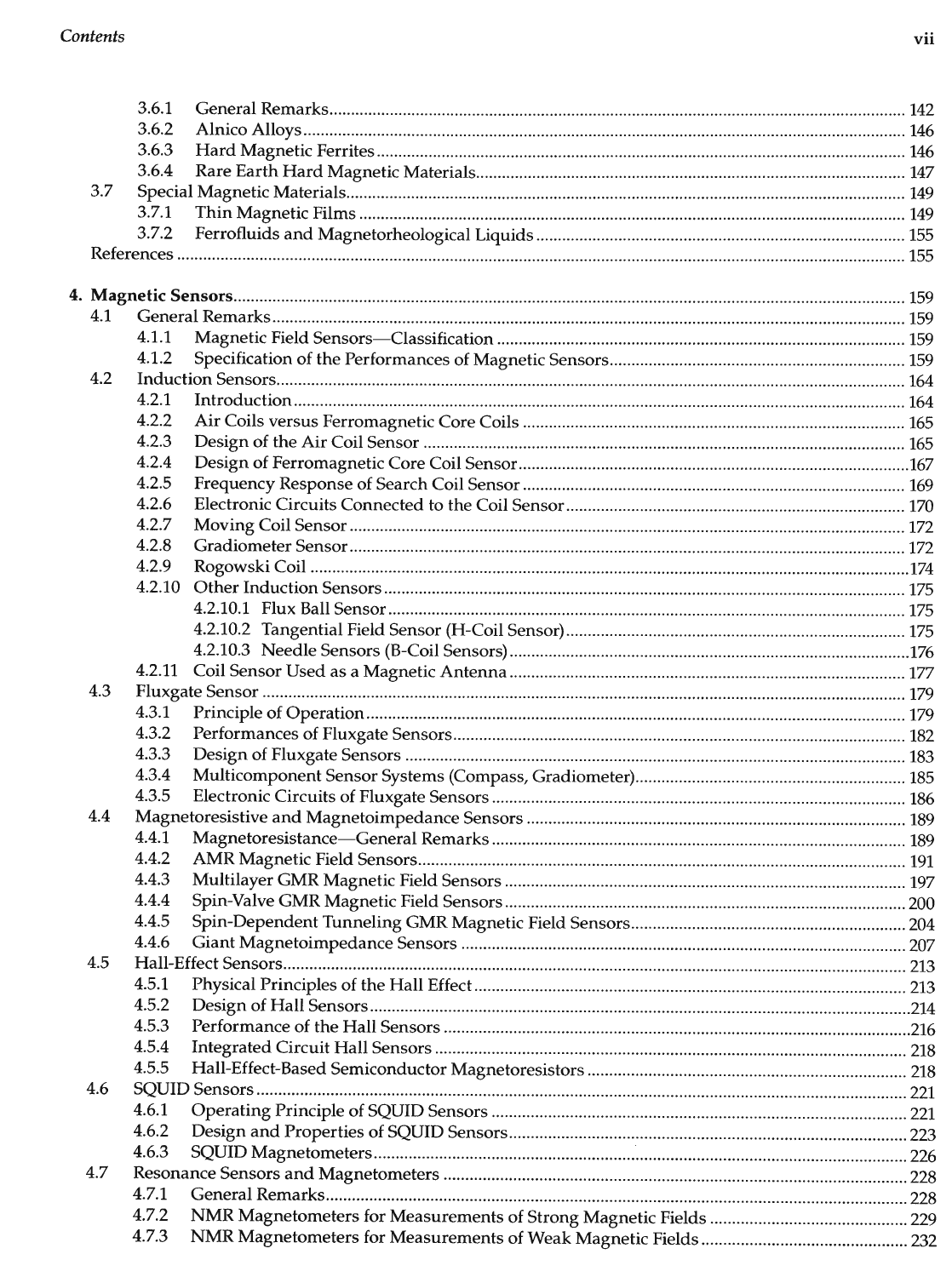- 3.6.1 General Remarks ........ 142
- 3.6.2 Alnico Alloys ........ 146
- 3.6.3 Hard Magnetic Ferrites ........ 146
- 3.6.4 Rare Earth Hard Magnetic Materials ........ 147
- 3.7 Special Magnetic Materials ........ 149
  - 3.7.1 Thin Magnetic Films ........ 149
  - 3.7.2 Ferrofluids and Magnetorheological Liquids ........ 155
- References ........ 155

**4. Magnetic Sensors** ........ 159

- 4.1 General Remarks ........ 159
  - 4.1.1 Magnetic Field Sensors—Classification ........ 159
  - 4.1.2 Specification of the Performances of Magnetic Sensors ........ 159
- 4.2 Induction Sensors ........ 164
  - 4.2.1 Introduction ........ 164
  - 4.2.2 Air Coils versus Ferromagnetic Core Coils ........ 165
  - 4.2.3 Design of the Air Coil Sensor ........ 165
  - 4.2.4 Design of Ferromagnetic Core Coil Sensor ........ 167
  - 4.2.5 Frequency Response of Search Coil Sensor ........ 169
  - 4.2.6 Electronic Circuits Connected to the Coil Sensor ........ 170
  - 4.2.7 Moving Coil Sensor ........ 172
  - 4.2.8 Gradiometer Sensor ........ 172
  - 4.2.9 Rogowski Coil ........ 174
  - 4.2.10 Other Induction Sensors ........ 175
    - 4.2.10.1 Flux Ball Sensor ........ 175
    - 4.2.10.2 Tangential Field Sensor (H-Coil Sensor) ........ 175
    - 4.2.10.3 Needle Sensors (B-Coil Sensors) ........ 176
  - 4.2.11 Coil Sensor Used as a Magnetic Antenna ........ 177
- 4.3 Fluxgate Sensor ........ 179
  - 4.3.1 Principle of Operation ........ 179
  - 4.3.2 Performances of Fluxgate Sensors ........ 182
  - 4.3.3 Design of Fluxgate Sensors ........ 183
  - 4.3.4 Multicomponent Sensor Systems (Compass, Gradiometer) ........ 185
  - 4.3.5 Electronic Circuits of Fluxgate Sensors ........ 186
- 4.4 Magnetoresistive and Magnetoimpedance Sensors ........ 189
  - 4.4.1 Magnetoresistance—General Remarks ........ 189
  - 4.4.2 AMR Magnetic Field Sensors ........ 191
  - 4.4.3 Multilayer GMR Magnetic Field Sensors ........ 197
  - 4.4.4 Spin-Valve GMR Magnetic Field Sensors ........ 200
  - 4.4.5 Spin-Dependent Tunneling GMR Magnetic Field Sensors ........ 204
  - 4.4.6 Giant Magnetoimpedance Sensors ........ 207
- 4.5 Hall-Effect Sensors ........ 213
  - 4.5.1 Physical Principles of the Hall Effect ........ 213
  - 4.5.2 Design of Hall Sensors ........ 214
  - 4.5.3 Performance of the Hall Sensors ........ 216
  - 4.5.4 Integrated Circuit Hall Sensors ........ 218
  - 4.5.5 Hall-Effect-Based Semiconductor Magnetoresistors ........ 218
- 4.6 SQUID Sensors ........ 221
  - 4.6.1 Operating Principle of SQUID Sensors ........ 221
  - 4.6.2 Design and Properties of SQUID Sensors ........ 223
  - 4.6.3 SQUID Magnetometers ........ 226
- 4.7 Resonance Sensors and Magnetometers ........ 228
  - 4.7.1 General Remarks ........ 228
  - 4.7.2 NMR Magnetometers for Measurements of Strong Magnetic Fields ........ 229
  - 4.7.3 NMR Magnetometers for Measurements of Weak Magnetic Fields ........ 232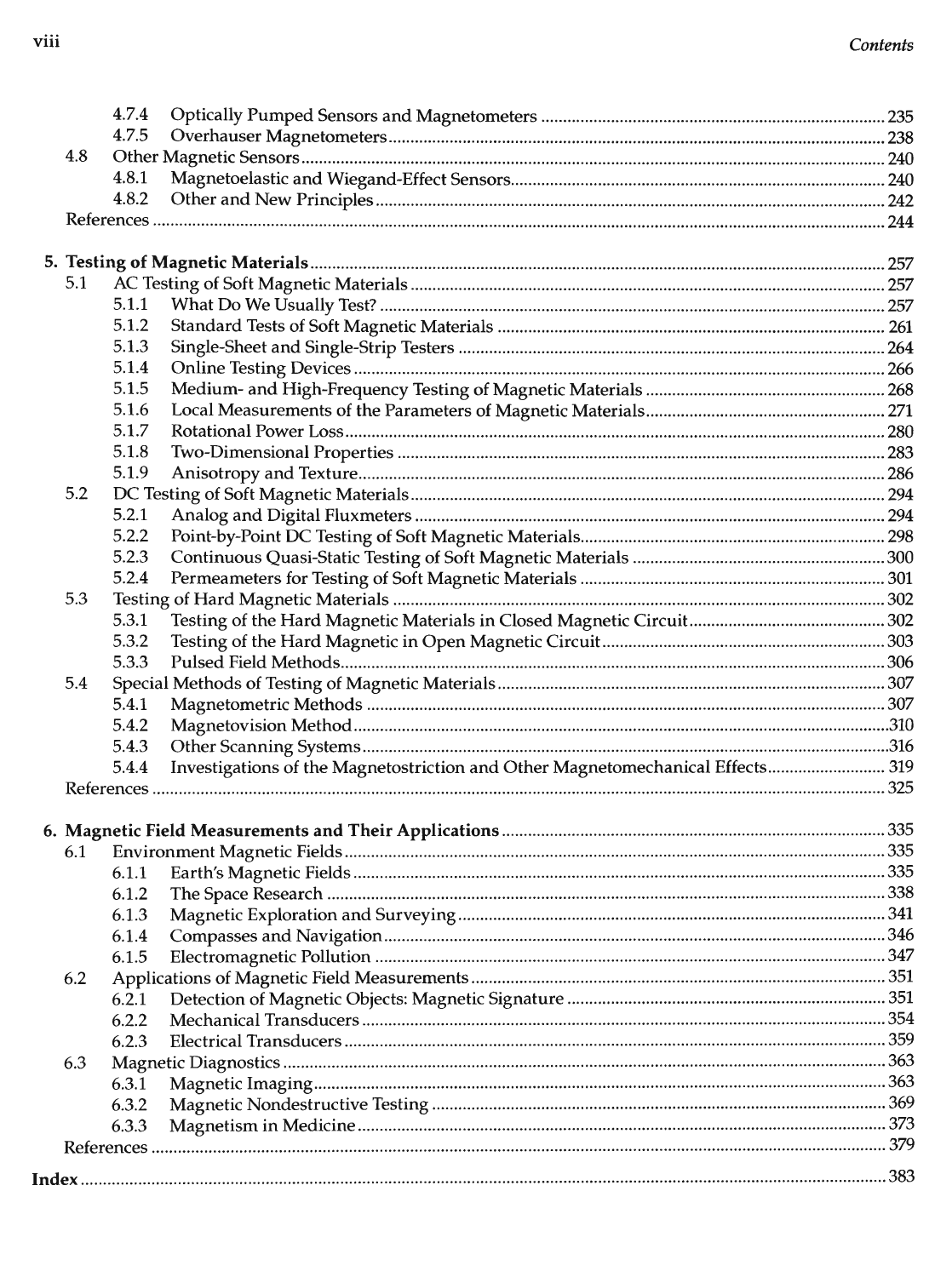- 4.7.4 Optically Pumped Sensors and Magnetometers ..... 235
- 4.7.5 Overhauser Magnetometers ..... 238
- 4.8 Other Magnetic Sensors ..... 240
  - 4.8.1 Magnetoelastic and Wiegand-Effect Sensors ..... 240
  - 4.8.2 Other and New Principles ..... 242
- References ..... 244

**5. Testing of Magnetic Materials** ..... 257

- 5.1 AC Testing of Soft Magnetic Materials ..... 257
  - 5.1.1 What Do We Usually Test? ..... 257
  - 5.1.2 Standard Tests of Soft Magnetic Materials ..... 261
  - 5.1.3 Single-Sheet and Single-Strip Testers ..... 264
  - 5.1.4 Online Testing Devices ..... 266
  - 5.1.5 Medium- and High-Frequency Testing of Magnetic Materials ..... 268
  - 5.1.6 Local Measurements of the Parameters of Magnetic Materials ..... 271
  - 5.1.7 Rotational Power Loss ..... 280
  - 5.1.8 Two-Dimensional Properties ..... 283
  - 5.1.9 Anisotropy and Texture ..... 286
- 5.2 DC Testing of Soft Magnetic Materials ..... 294
  - 5.2.1 Analog and Digital Fluxmeters ..... 294
  - 5.2.2 Point-by-Point DC Testing of Soft Magnetic Materials ..... 298
  - 5.2.3 Continuous Quasi-Static Testing of Soft Magnetic Materials ..... 300
  - 5.2.4 Permeameters for Testing of Soft Magnetic Materials ..... 301
- 5.3 Testing of Hard Magnetic Materials ..... 302
  - 5.3.1 Testing of the Hard Magnetic Materials in Closed Magnetic Circuit ..... 302
  - 5.3.2 Testing of the Hard Magnetic in Open Magnetic Circuit ..... 303
  - 5.3.3 Pulsed Field Methods ..... 306
- 5.4 Special Methods of Testing of Magnetic Materials ..... 307
  - 5.4.1 Magnetometric Methods ..... 307
  - 5.4.2 Magnetovision Method ..... 310
  - 5.4.3 Other Scanning Systems ..... 316
  - 5.4.4 Investigations of the Magnetostriction and Other Magnetomechanical Effects ..... 319
- References ..... 325

**6. Magnetic Field Measurements and Their Applications** ..... 335

- 6.1 Environment Magnetic Fields ..... 335
  - 6.1.1 Earth's Magnetic Fields ..... 335
  - 6.1.2 The Space Research ..... 338
  - 6.1.3 Magnetic Exploration and Surveying ..... 341
  - 6.1.4 Compasses and Navigation ..... 346
  - 6.1.5 Electromagnetic Pollution ..... 347
- 6.2 Applications of Magnetic Field Measurements ..... 351
  - 6.2.1 Detection of Magnetic Objects: Magnetic Signature ..... 351
  - 6.2.2 Mechanical Transducers ..... 354
  - 6.2.3 Electrical Transducers ..... 359
- 6.3 Magnetic Diagnostics ..... 363
  - 6.3.1 Magnetic Imaging ..... 363
  - 6.3.2 Magnetic Nondestructive Testing ..... 369
  - 6.3.3 Magnetism in Medicine ..... 373
- References ..... 379

**Index** ..... 383